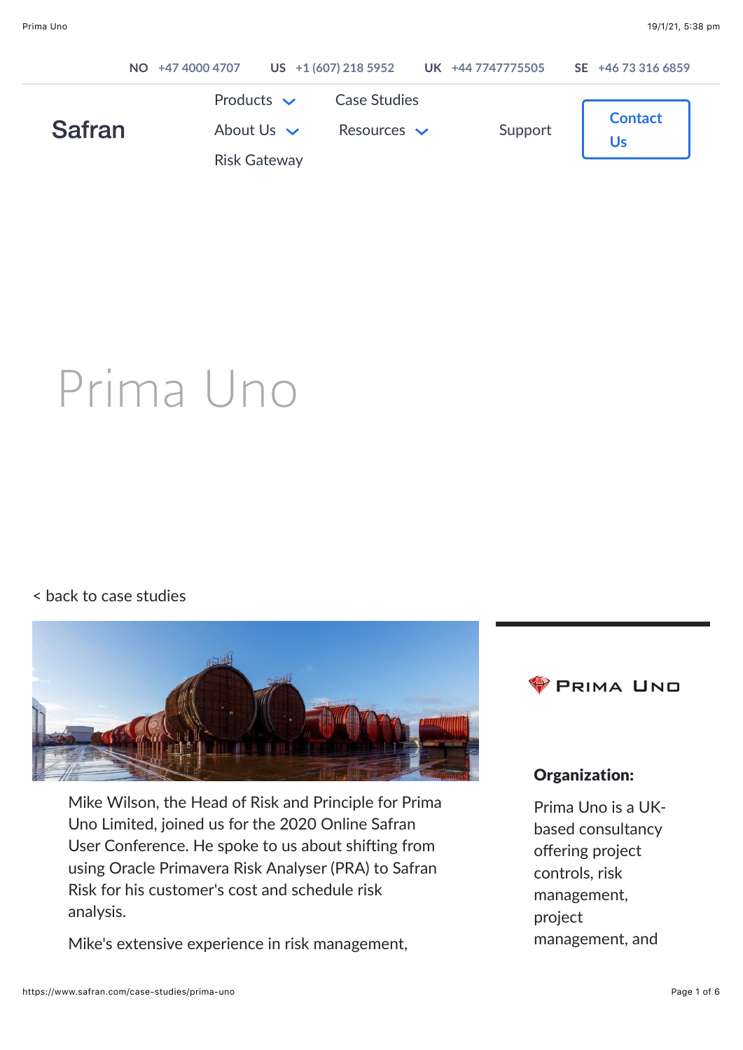NO +47 4000 4707 US +1 (607) 218 5952 UK +44 7747775505 SE +46 73 316 6859

Safran

Products | Case Studies | About Us | Resources | Support | Contact Us | Risk Gateway

# Prima Uno

< back to case studies

Mike Wilson, the Head of Risk and Principle for Prima Uno Limited, joined us for the 2020 Online Safran User Conference. He spoke to us about shifting from using Oracle Primavera Risk Analyser (PRA) to Safran Risk for his customer's cost and schedule risk analysis.

Mike's extensive experience in risk management,

PRIMA UNO

**Organization:**

Prima Uno is a UK-based consultancy offering project controls, risk management, project management, and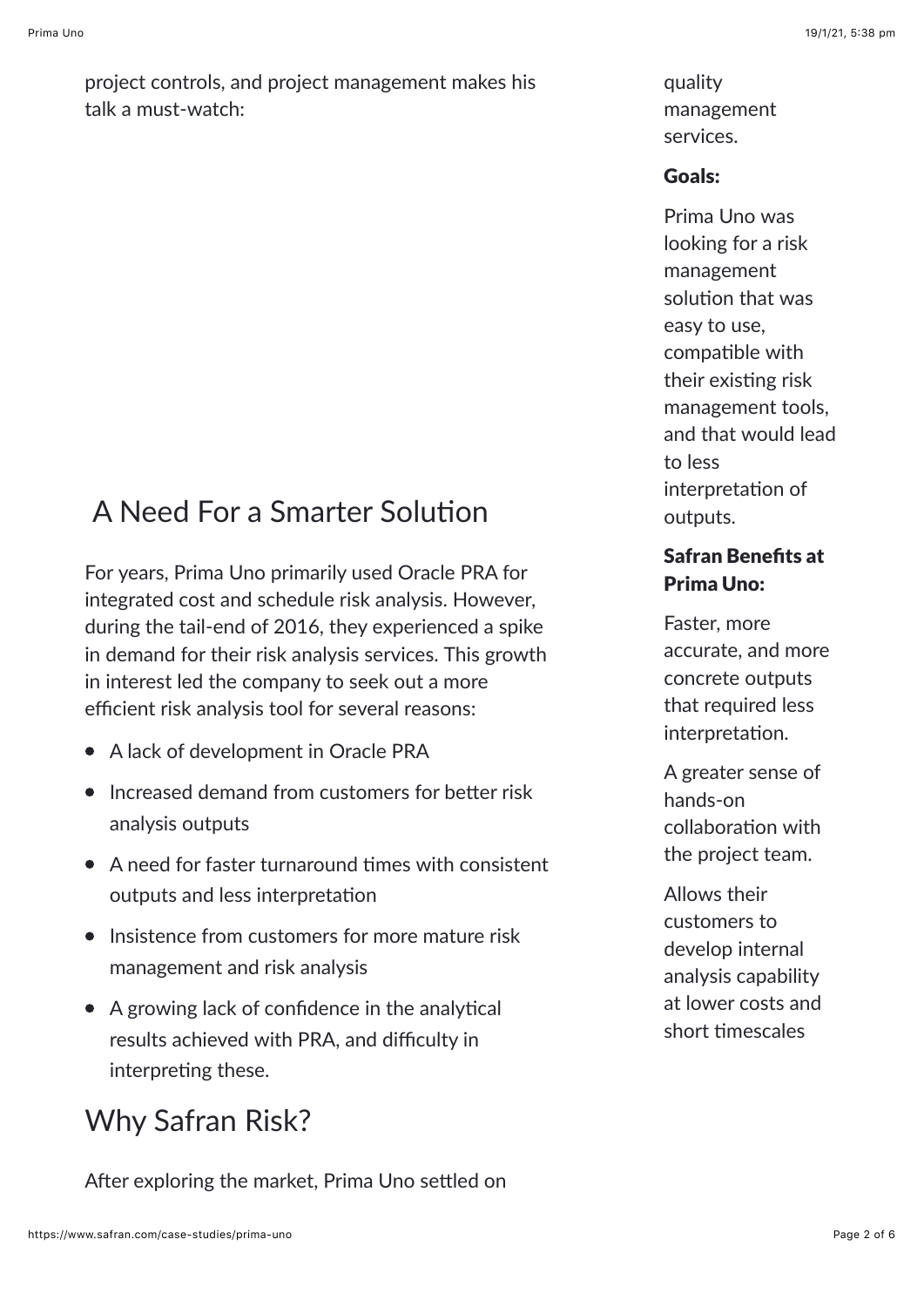project controls, and project management makes his talk a must-watch:

## A Need For a Smarter Solution

For years, Prima Uno primarily used Oracle PRA for integrated cost and schedule risk analysis. However, during the tail-end of 2016, they experienced a spike in demand for their risk analysis services. This growth in interest led the company to seek out a more efficient risk analysis tool for several reasons:

- A lack of development in Oracle PRA
- Increased demand from customers for better risk analysis outputs
- A need for faster turnaround times with consistent outputs and less interpretation
- Insistence from customers for more mature risk management and risk analysis
- A growing lack of confidence in the analytical results achieved with PRA, and difficulty in interpreting these.

## Why Safran Risk?

After exploring the market, Prima Uno settled on

quality management services.

**Goals:**

Prima Uno was looking for a risk management solution that was easy to use, compatible with their existing risk management tools, and that would lead to less interpretation of outputs.

**Safran Benefits at Prima Uno:**

Faster, more accurate, and more concrete outputs that required less interpretation.

A greater sense of hands-on collaboration with the project team.

Allows their customers to develop internal analysis capability at lower costs and short timescales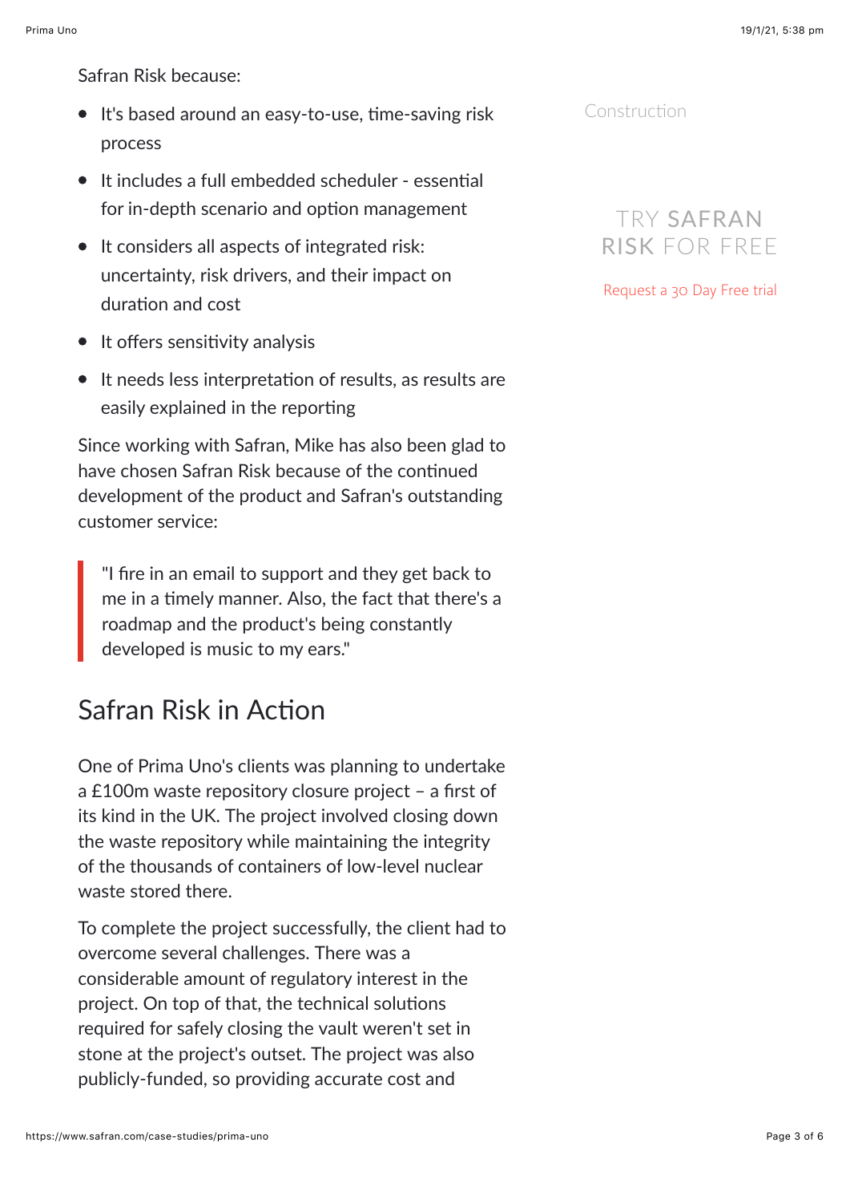Safran Risk because:

- It's based around an easy-to-use, time-saving risk process
- It includes a full embedded scheduler - essential for in-depth scenario and option management
- It considers all aspects of integrated risk: uncertainty, risk drivers, and their impact on duration and cost
- It offers sensitivity analysis
- It needs less interpretation of results, as results are easily explained in the reporting

Since working with Safran, Mike has also been glad to have chosen Safran Risk because of the continued development of the product and Safran's outstanding customer service:

> "I fire in an email to support and they get back to me in a timely manner. Also, the fact that there's a roadmap and the product's being constantly developed is music to my ears."

Construction

TRY SAFRAN RISK FOR FREE

Request a 30 Day Free trial

## Safran Risk in Action

One of Prima Uno's clients was planning to undertake a £100m waste repository closure project – a first of its kind in the UK. The project involved closing down the waste repository while maintaining the integrity of the thousands of containers of low-level nuclear waste stored there.

To complete the project successfully, the client had to overcome several challenges. There was a considerable amount of regulatory interest in the project. On top of that, the technical solutions required for safely closing the vault weren't set in stone at the project's outset. The project was also publicly-funded, so providing accurate cost and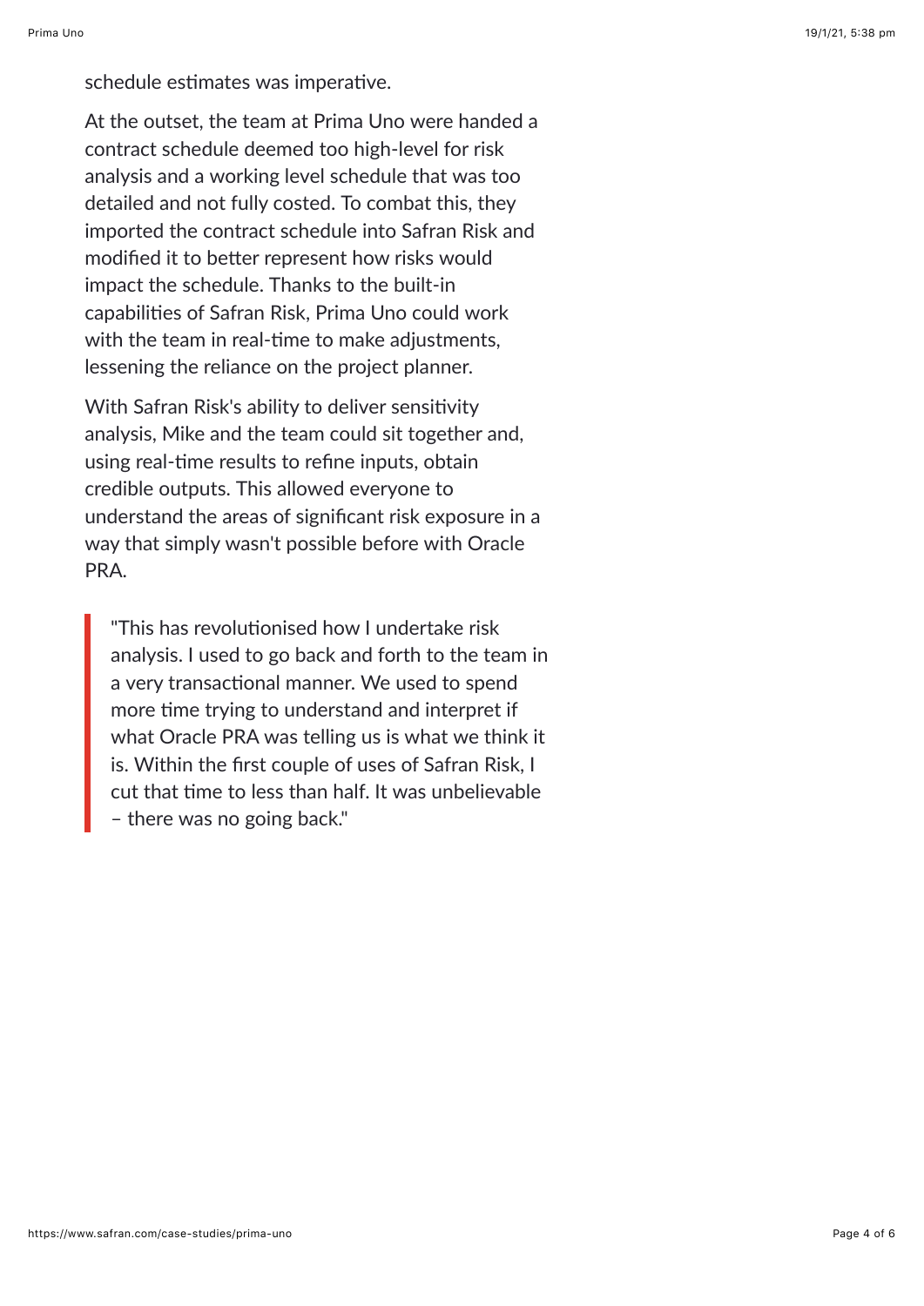schedule estimates was imperative.

At the outset, the team at Prima Uno were handed a contract schedule deemed too high-level for risk analysis and a working level schedule that was too detailed and not fully costed. To combat this, they imported the contract schedule into Safran Risk and modified it to better represent how risks would impact the schedule. Thanks to the built-in capabilities of Safran Risk, Prima Uno could work with the team in real-time to make adjustments, lessening the reliance on the project planner.

With Safran Risk's ability to deliver sensitivity analysis, Mike and the team could sit together and, using real-time results to refine inputs, obtain credible outputs. This allowed everyone to understand the areas of significant risk exposure in a way that simply wasn't possible before with Oracle PRA.

> "This has revolutionised how I undertake risk analysis. I used to go back and forth to the team in a very transactional manner. We used to spend more time trying to understand and interpret if what Oracle PRA was telling us is what we think it is. Within the first couple of uses of Safran Risk, I cut that time to less than half. It was unbelievable – there was no going back."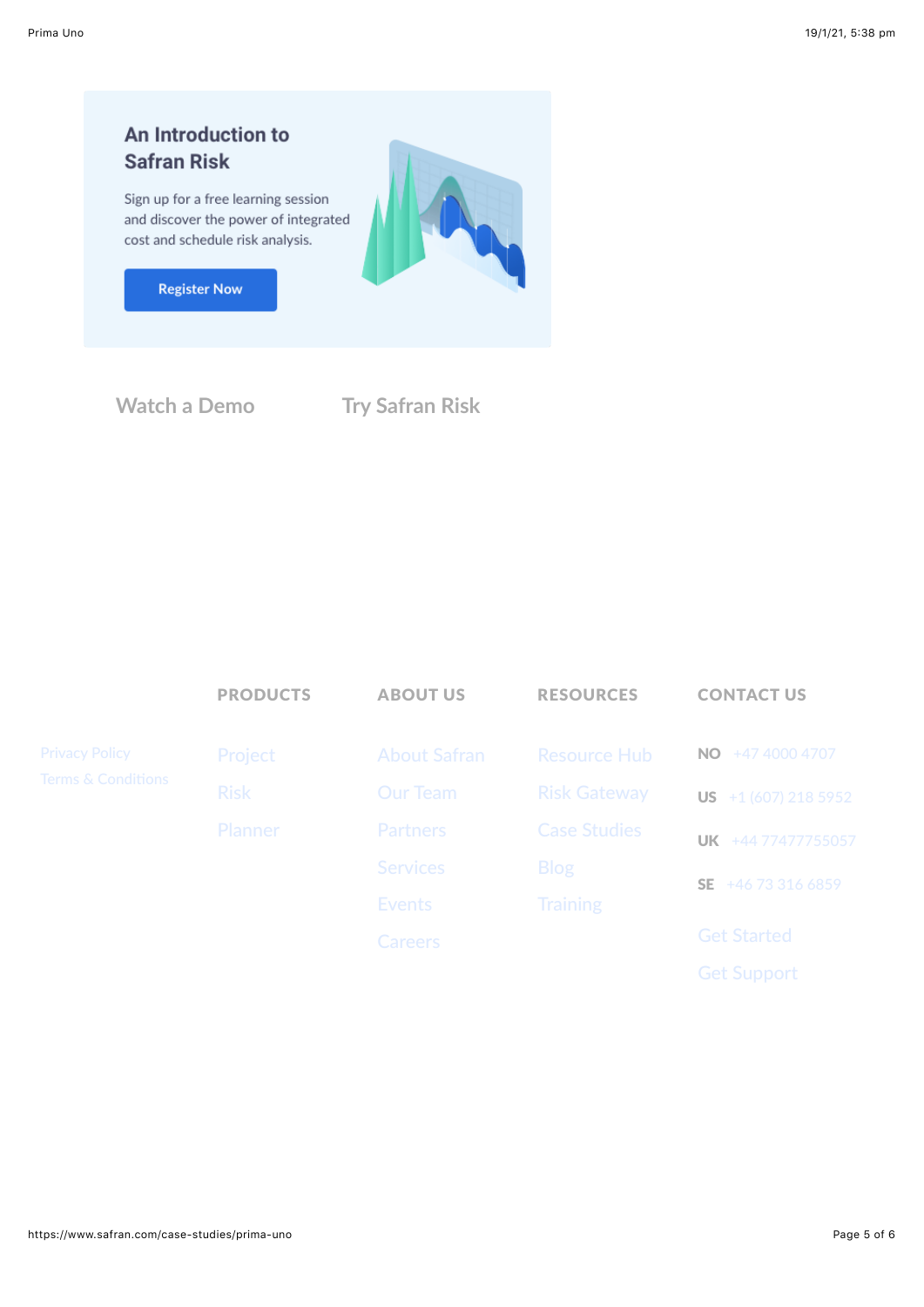## An Introduction to Safran Risk

Sign up for a free learning session and discover the power of integrated cost and schedule risk analysis.

Register Now

Watch a Demo

Try Safran Risk

Privacy Policy
Terms & Conditions

**PRODUCTS**

- Project
- Risk
- Planner

**ABOUT US**

- About Safran
- Our Team
- Partners
- Services
- Events
- Careers

**RESOURCES**

- Resource Hub
- Risk Gateway
- Case Studies
- Blog
- Training

**CONTACT US**

**NO** +47 4000 4707

**US** +1 (607) 218 5952

**UK** +44 77477755057

**SE** +46 73 316 6859

Get Started

Get Support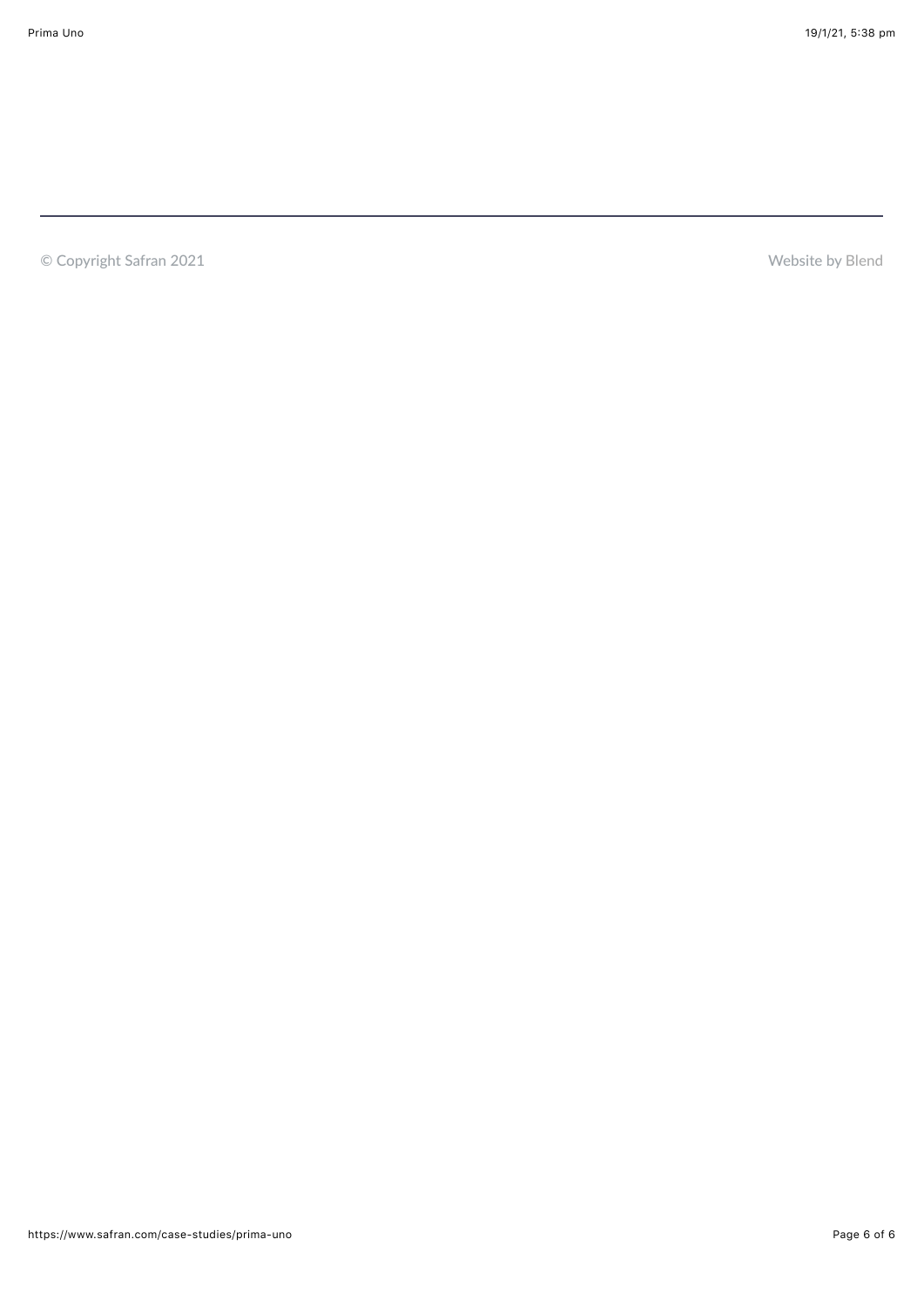---

© Copyright Safran 2021

Website by Blend